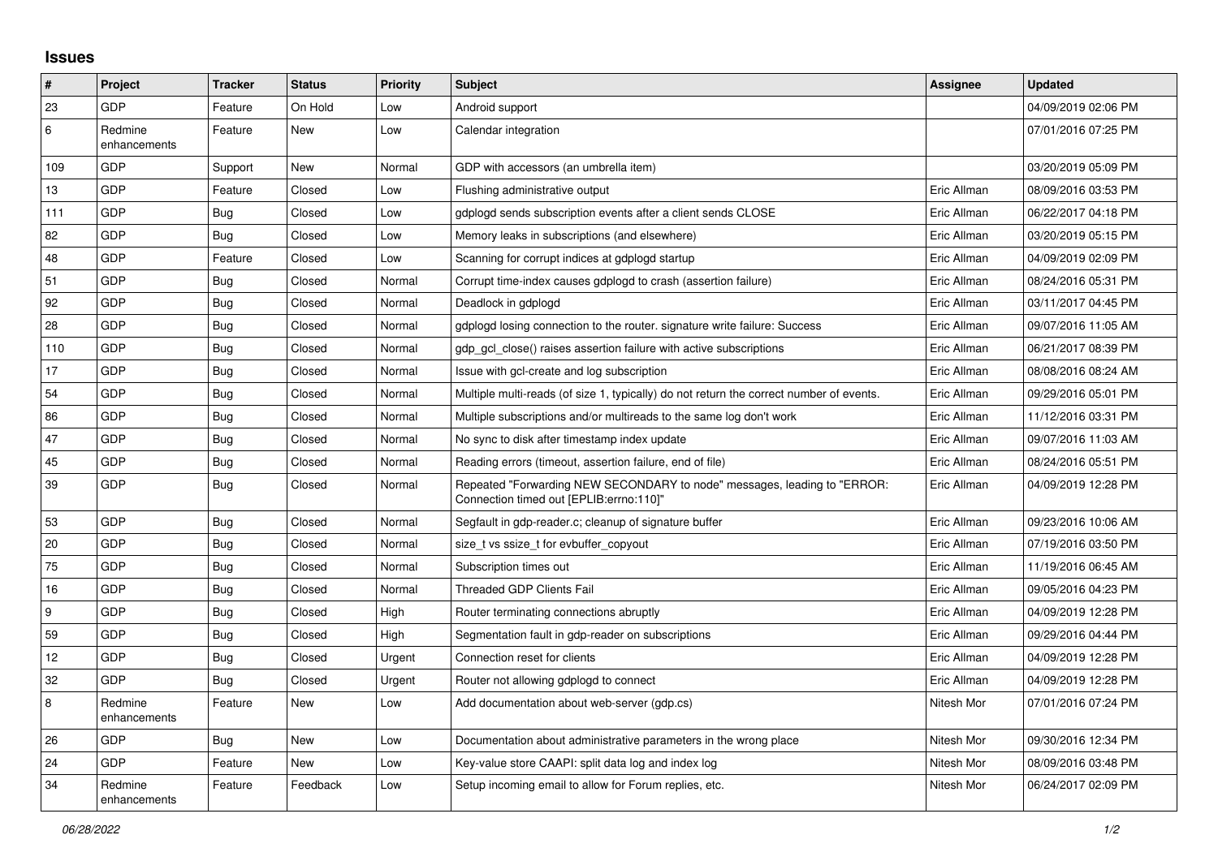# Issues

| # | Project | Tracker | Status | Priority | Subject | Assignee | Updated |
|---|---|---|---|---|---|---|---|
| 23 | GDP | Feature | On Hold | Low | Android support | | 04/09/2019 02:06 PM |
| 6 | Redmine enhancements | Feature | New | Low | Calendar integration | | 07/01/2016 07:25 PM |
| 109 | GDP | Support | New | Normal | GDP with accessors (an umbrella item) | | 03/20/2019 05:09 PM |
| 13 | GDP | Feature | Closed | Low | Flushing administrative output | Eric Allman | 08/09/2016 03:53 PM |
| 111 | GDP | Bug | Closed | Low | gdplogd sends subscription events after a client sends CLOSE | Eric Allman | 06/22/2017 04:18 PM |
| 82 | GDP | Bug | Closed | Low | Memory leaks in subscriptions (and elsewhere) | Eric Allman | 03/20/2019 05:15 PM |
| 48 | GDP | Feature | Closed | Low | Scanning for corrupt indices at gdplogd startup | Eric Allman | 04/09/2019 02:09 PM |
| 51 | GDP | Bug | Closed | Normal | Corrupt time-index causes gdplogd to crash (assertion failure) | Eric Allman | 08/24/2016 05:31 PM |
| 92 | GDP | Bug | Closed | Normal | Deadlock in gdplogd | Eric Allman | 03/11/2017 04:45 PM |
| 28 | GDP | Bug | Closed | Normal | gdplogd losing connection to the router. signature write failure: Success | Eric Allman | 09/07/2016 11:05 AM |
| 110 | GDP | Bug | Closed | Normal | gdp_gcl_close() raises assertion failure with active subscriptions | Eric Allman | 06/21/2017 08:39 PM |
| 17 | GDP | Bug | Closed | Normal | Issue with gcl-create and log subscription | Eric Allman | 08/08/2016 08:24 AM |
| 54 | GDP | Bug | Closed | Normal | Multiple multi-reads (of size 1, typically) do not return the correct number of events. | Eric Allman | 09/29/2016 05:01 PM |
| 86 | GDP | Bug | Closed | Normal | Multiple subscriptions and/or multireads to the same log don't work | Eric Allman | 11/12/2016 03:31 PM |
| 47 | GDP | Bug | Closed | Normal | No sync to disk after timestamp index update | Eric Allman | 09/07/2016 11:03 AM |
| 45 | GDP | Bug | Closed | Normal | Reading errors (timeout, assertion failure, end of file) | Eric Allman | 08/24/2016 05:51 PM |
| 39 | GDP | Bug | Closed | Normal | Repeated "Forwarding NEW SECONDARY to node" messages, leading to "ERROR: Connection timed out [EPLIB:errno:110]" | Eric Allman | 04/09/2019 12:28 PM |
| 53 | GDP | Bug | Closed | Normal | Segfault in gdp-reader.c; cleanup of signature buffer | Eric Allman | 09/23/2016 10:06 AM |
| 20 | GDP | Bug | Closed | Normal | size_t vs ssize_t for evbuffer_copyout | Eric Allman | 07/19/2016 03:50 PM |
| 75 | GDP | Bug | Closed | Normal | Subscription times out | Eric Allman | 11/19/2016 06:45 AM |
| 16 | GDP | Bug | Closed | Normal | Threaded GDP Clients Fail | Eric Allman | 09/05/2016 04:23 PM |
| 9 | GDP | Bug | Closed | High | Router terminating connections abruptly | Eric Allman | 04/09/2019 12:28 PM |
| 59 | GDP | Bug | Closed | High | Segmentation fault in gdp-reader on subscriptions | Eric Allman | 09/29/2016 04:44 PM |
| 12 | GDP | Bug | Closed | Urgent | Connection reset for clients | Eric Allman | 04/09/2019 12:28 PM |
| 32 | GDP | Bug | Closed | Urgent | Router not allowing gdplogd to connect | Eric Allman | 04/09/2019 12:28 PM |
| 8 | Redmine enhancements | Feature | New | Low | Add documentation about web-server (gdp.cs) | Nitesh Mor | 07/01/2016 07:24 PM |
| 26 | GDP | Bug | New | Low | Documentation about administrative parameters in the wrong place | Nitesh Mor | 09/30/2016 12:34 PM |
| 24 | GDP | Feature | New | Low | Key-value store CAAPI: split data log and index log | Nitesh Mor | 08/09/2016 03:48 PM |
| 34 | Redmine enhancements | Feature | Feedback | Low | Setup incoming email to allow for Forum replies, etc. | Nitesh Mor | 06/24/2017 02:09 PM |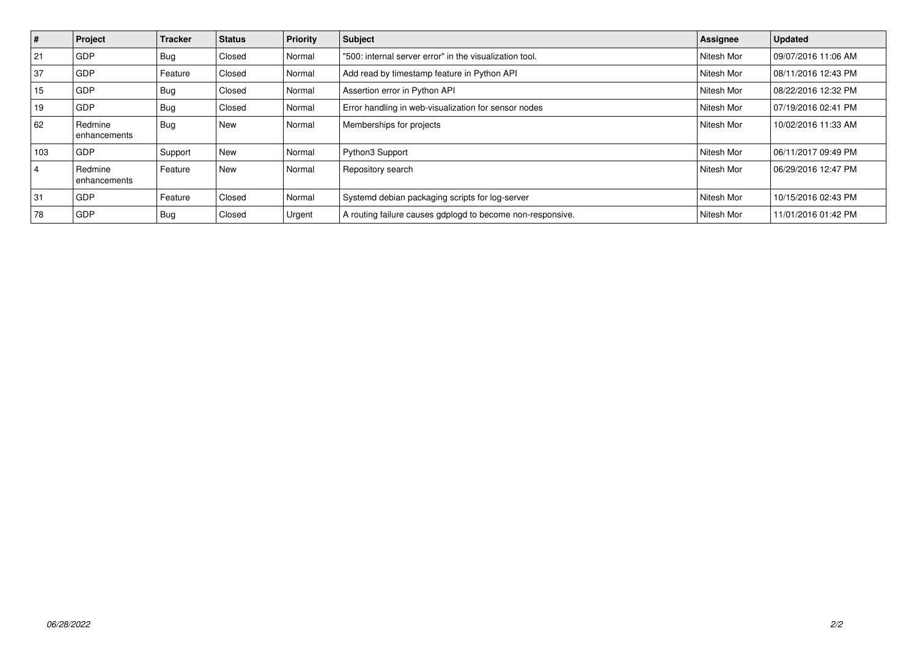| # | Project | Tracker | Status | Priority | Subject | Assignee | Updated |
|---|---|---|---|---|---|---|---|
| 21 | GDP | Bug | Closed | Normal | "500: internal server error" in the visualization tool. | Nitesh Mor | 09/07/2016 11:06 AM |
| 37 | GDP | Feature | Closed | Normal | Add read by timestamp feature in Python API | Nitesh Mor | 08/11/2016 12:43 PM |
| 15 | GDP | Bug | Closed | Normal | Assertion error in Python API | Nitesh Mor | 08/22/2016 12:32 PM |
| 19 | GDP | Bug | Closed | Normal | Error handling in web-visualization for sensor nodes | Nitesh Mor | 07/19/2016 02:41 PM |
| 62 | Redmine enhancements | Bug | New | Normal | Memberships for projects | Nitesh Mor | 10/02/2016 11:33 AM |
| 103 | GDP | Support | New | Normal | Python3 Support | Nitesh Mor | 06/11/2017 09:49 PM |
| 4 | Redmine enhancements | Feature | New | Normal | Repository search | Nitesh Mor | 06/29/2016 12:47 PM |
| 31 | GDP | Feature | Closed | Normal | Systemd debian packaging scripts for log-server | Nitesh Mor | 10/15/2016 02:43 PM |
| 78 | GDP | Bug | Closed | Urgent | A routing failure causes gdplogd to become non-responsive. | Nitesh Mor | 11/01/2016 01:42 PM |

*06/28/2022*